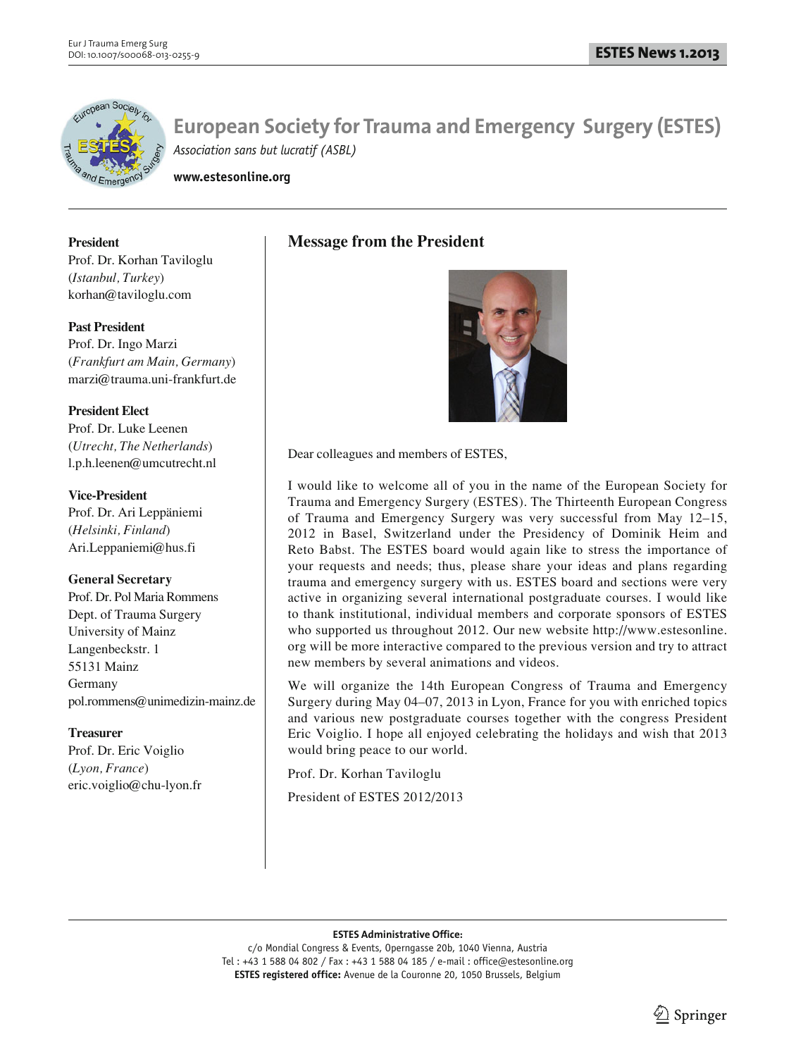# European Society for Trauma and Emergency Surgery (ESTES)

*Association sans but lucratif (ASBL)*

**www.estesonline.org**

**President**
Prof. Dr. Korhan Taviloglu
(*Istanbul, Turkey*)
korhan@taviloglu.com

**Past President**
Prof. Dr. Ingo Marzi
(*Frankfurt am Main, Germany*)
marzi@trauma.uni-frankfurt.de

**President Elect**
Prof. Dr. Luke Leenen
(*Utrecht, The Netherlands*)
l.p.h.leenen@umcutrecht.nl

**Vice-President**
Prof. Dr. Ari Leppäniemi
(*Helsinki, Finland*)
Ari.Leppaniemi@hus.fi

**General Secretary**
Prof. Dr. Pol Maria Rommens
Dept. of Trauma Surgery
University of Mainz
Langenbeckstr. 1
55131 Mainz
Germany
pol.rommens@unimedizin-mainz.de

**Treasurer**
Prof. Dr. Eric Voiglio
(*Lyon, France*)
eric.voiglio@chu-lyon.fr

## Message from the President

Dear colleagues and members of ESTES,

I would like to welcome all of you in the name of the European Society for Trauma and Emergency Surgery (ESTES). The Thirteenth European Congress of Trauma and Emergency Surgery was very successful from May 12–15, 2012 in Basel, Switzerland under the Presidency of Dominik Heim and Reto Babst. The ESTES board would again like to stress the importance of your requests and needs; thus, please share your ideas and plans regarding trauma and emergency surgery with us. ESTES board and sections were very active in organizing several international postgraduate courses. I would like to thank institutional, individual members and corporate sponsors of ESTES who supported us throughout 2012. Our new website http://www.estesonline.org will be more interactive compared to the previous version and try to attract new members by several animations and videos.

We will organize the 14th European Congress of Trauma and Emergency Surgery during May 04–07, 2013 in Lyon, France for you with enriched topics and various new postgraduate courses together with the congress President Eric Voiglio. I hope all enjoyed celebrating the holidays and wish that 2013 would bring peace to our world.

Prof. Dr. Korhan Taviloglu

President of ESTES 2012/2013

**ESTES Administrative Office:**
c/o Mondial Congress & Events, Operngasse 20b, 1040 Vienna, Austria
Tel : +43 1 588 04 802 / Fax : +43 1 588 04 185 / e-mail : office@estesonline.org
**ESTES registered office:** Avenue de la Couronne 20, 1050 Brussels, Belgium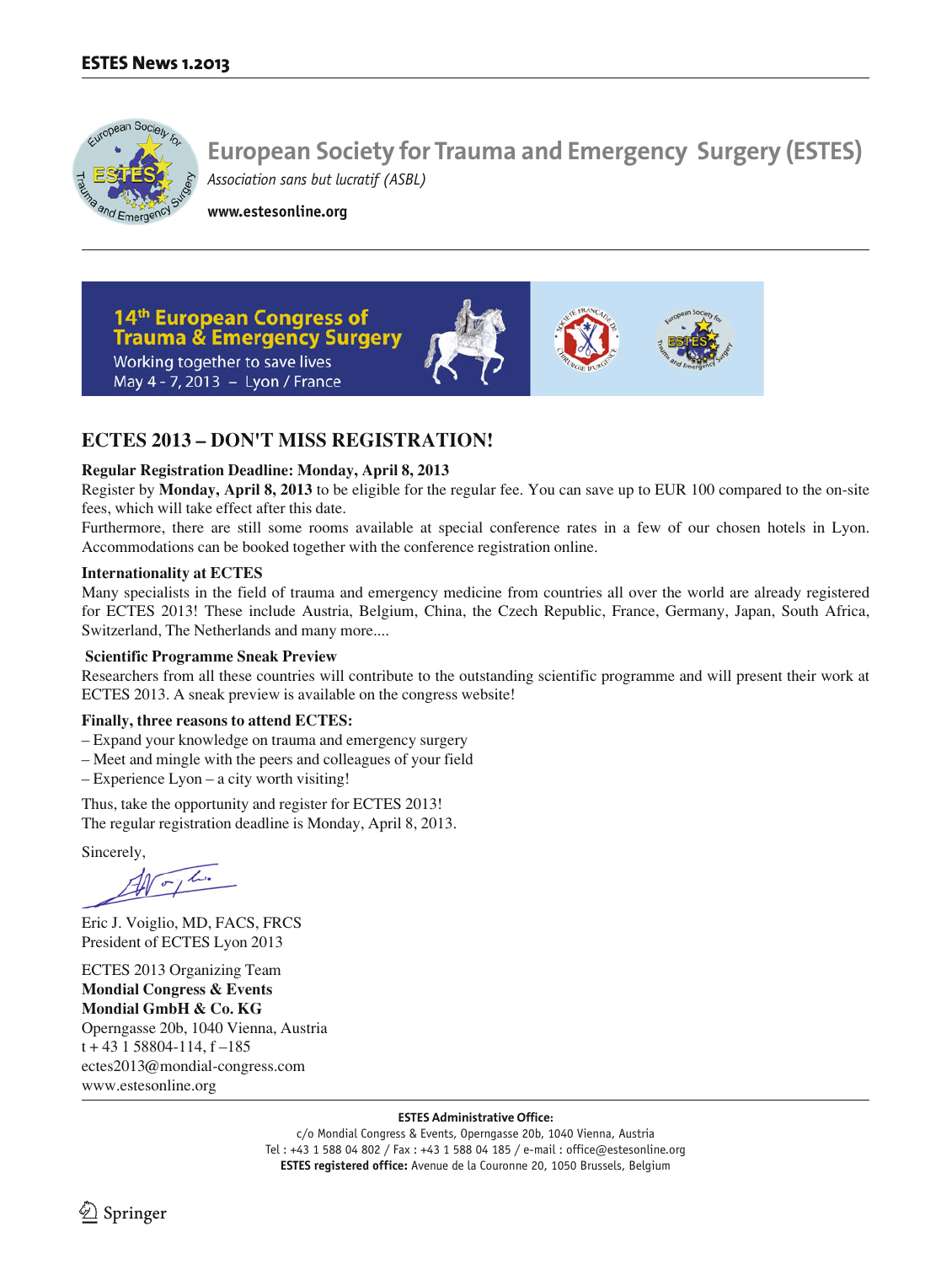# European Society for Trauma and Emergency Surgery (ESTES)

*Association sans but lucratif (ASBL)*

**www.estesonline.org**

14th European Congress of Trauma & Emergency Surgery
Working together to save lives
May 4 - 7, 2013 – Lyon / France

## ECTES 2013 – DON'T MISS REGISTRATION!

### Regular Registration Deadline: Monday, April 8, 2013

Register by **Monday, April 8, 2013** to be eligible for the regular fee. You can save up to EUR 100 compared to the on-site fees, which will take effect after this date.

Furthermore, there are still some rooms available at special conference rates in a few of our chosen hotels in Lyon. Accommodations can be booked together with the conference registration online.

### Internationality at ECTES

Many specialists in the field of trauma and emergency medicine from countries all over the world are already registered for ECTES 2013! These include Austria, Belgium, China, the Czech Republic, France, Germany, Japan, South Africa, Switzerland, The Netherlands and many more....

### Scientific Programme Sneak Preview

Researchers from all these countries will contribute to the outstanding scientific programme and will present their work at ECTES 2013. A sneak preview is available on the congress website!

### Finally, three reasons to attend ECTES:

- Expand your knowledge on trauma and emergency surgery
- Meet and mingle with the peers and colleagues of your field
- Experience Lyon – a city worth visiting!

Thus, take the opportunity and register for ECTES 2013!
The regular registration deadline is Monday, April 8, 2013.

Sincerely,

Eric J. Voiglio, MD, FACS, FRCS
President of ECTES Lyon 2013

ECTES 2013 Organizing Team
**Mondial Congress & Events**
**Mondial GmbH & Co. KG**
Operngasse 20b, 1040 Vienna, Austria
t + 43 1 58804-114, f –185
ectes2013@mondial-congress.com
www.estesonline.org

**ESTES Administrative Office:**
c/o Mondial Congress & Events, Operngasse 20b, 1040 Vienna, Austria
Tel : +43 1 588 04 802 / Fax : +43 1 588 04 185 / e-mail : office@estesonline.org
**ESTES registered office:** Avenue de la Couronne 20, 1050 Brussels, Belgium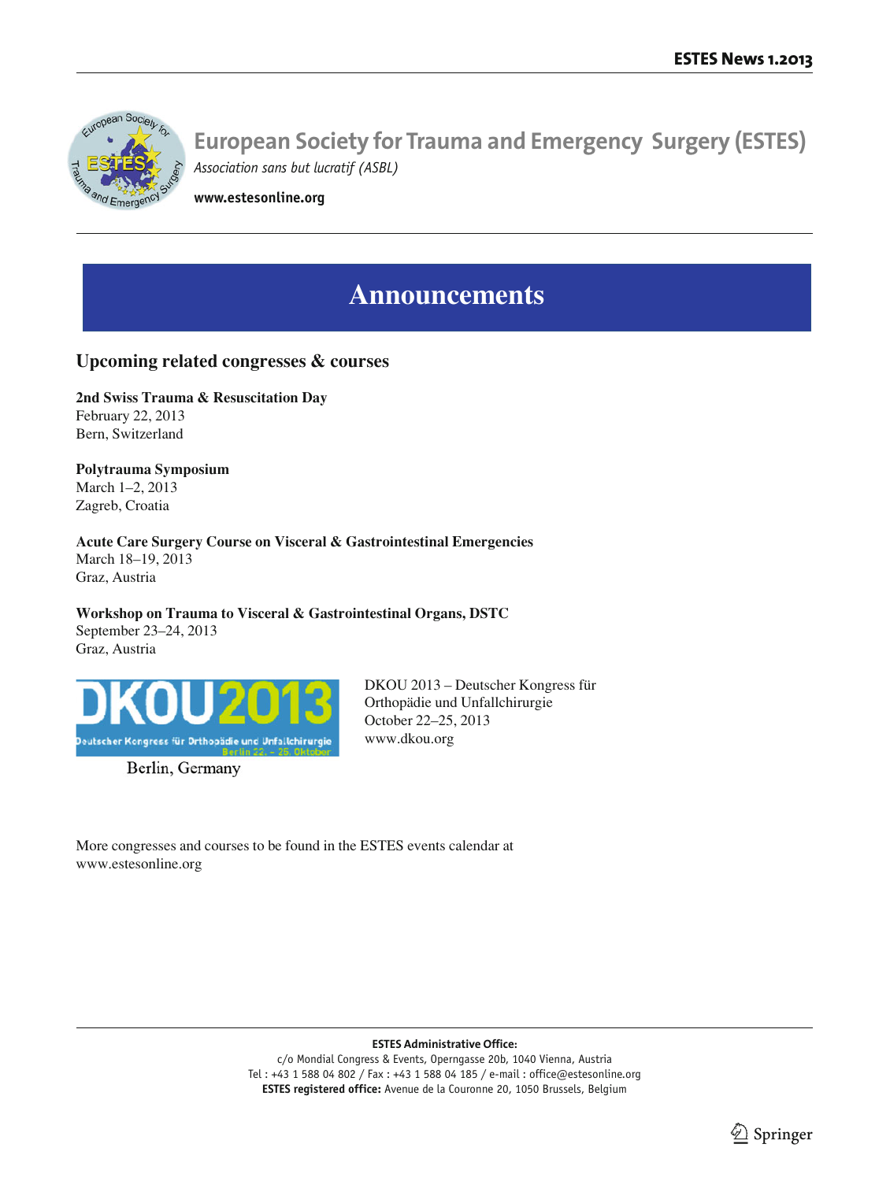# European Society for Trauma and Emergency Surgery (ESTES)

*Association sans but lucratif (ASBL)*

**www.estesonline.org**

## Announcements

### Upcoming related congresses & courses

**2nd Swiss Trauma & Resuscitation Day**
February 22, 2013
Bern, Switzerland

**Polytrauma Symposium**
March 1–2, 2013
Zagreb, Croatia

**Acute Care Surgery Course on Visceral & Gastrointestinal Emergencies**
March 18–19, 2013
Graz, Austria

**Workshop on Trauma to Visceral & Gastrointestinal Organs, DSTC**
September 23–24, 2013
Graz, Austria

DKOU2013
Deutscher Kongress für Orthopädie und Unfallchirurgie
Berlin 22. – 25. Oktober

Berlin, Germany

DKOU 2013 – Deutscher Kongress für Orthopädie und Unfallchirurgie
October 22–25, 2013
www.dkou.org

More congresses and courses to be found in the ESTES events calendar at www.estesonline.org

**ESTES Administrative Office:**
c/o Mondial Congress & Events, Operngasse 20b, 1040 Vienna, Austria
Tel : +43 1 588 04 802 / Fax : +43 1 588 04 185 / e-mail : office@estesonline.org
**ESTES registered office:** Avenue de la Couronne 20, 1050 Brussels, Belgium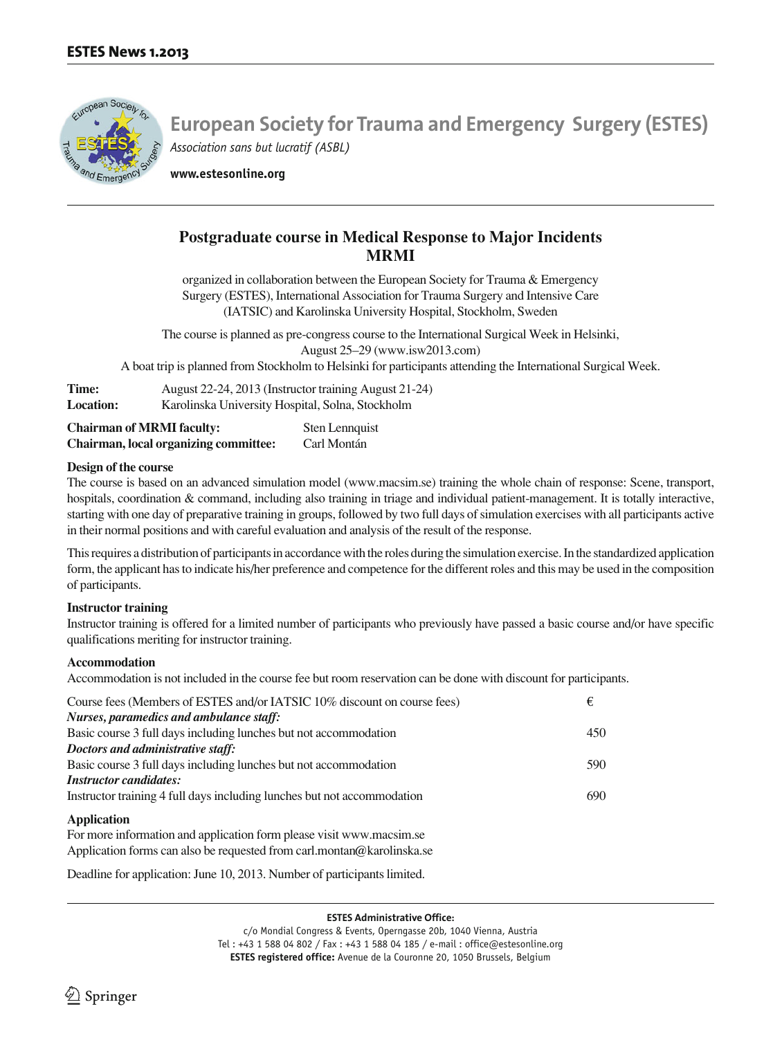# European Society for Trauma and Emergency Surgery (ESTES)

*Association sans but lucratif (ASBL)*

**www.estesonline.org**

## Postgraduate course in Medical Response to Major Incidents MRMI

organized in collaboration between the European Society for Trauma & Emergency Surgery (ESTES), International Association for Trauma Surgery and Intensive Care (IATSIC) and Karolinska University Hospital, Stockholm, Sweden

The course is planned as pre-congress course to the International Surgical Week in Helsinki, August 25–29 (www.isw2013.com)

A boat trip is planned from Stockholm to Helsinki for participants attending the International Surgical Week.

**Time:** August 22-24, 2013 (Instructor training August 21-24)
**Location:** Karolinska University Hospital, Solna, Stockholm

**Chairman of MRMI faculty:** Sten Lennquist
**Chairman, local organizing committee:** Carl Montán

### Design of the course

The course is based on an advanced simulation model (www.macsim.se) training the whole chain of response: Scene, transport, hospitals, coordination & command, including also training in triage and individual patient-management. It is totally interactive, starting with one day of preparative training in groups, followed by two full days of simulation exercises with all participants active in their normal positions and with careful evaluation and analysis of the result of the response.

This requires a distribution of participants in accordance with the roles during the simulation exercise. In the standardized application form, the applicant has to indicate his/her preference and competence for the different roles and this may be used in the composition of participants.

### Instructor training

Instructor training is offered for a limited number of participants who previously have passed a basic course and/or have specific qualifications meriting for instructor training.

### Accommodation

Accommodation is not included in the course fee but room reservation can be done with discount for participants.

| | |
|---|---|
| Course fees (Members of ESTES and/or IATSIC 10% discount on course fees) | € |
| ***Nurses, paramedics and ambulance staff:*** | |
| Basic course 3 full days including lunches but not accommodation | 450 |
| ***Doctors and administrative staff:*** | |
| Basic course 3 full days including lunches but not accommodation | 590 |
| ***Instructor candidates:*** | |
| Instructor training 4 full days including lunches but not accommodation | 690 |

### Application

For more information and application form please visit www.macsim.se
Application forms can also be requested from carl.montan@karolinska.se

Deadline for application: June 10, 2013. Number of participants limited.

**ESTES Administrative Office:**
c/o Mondial Congress & Events, Operngasse 20b, 1040 Vienna, Austria
Tel : +43 1 588 04 802 / Fax : +43 1 588 04 185 / e-mail : office@estesonline.org
**ESTES registered office:** Avenue de la Couronne 20, 1050 Brussels, Belgium